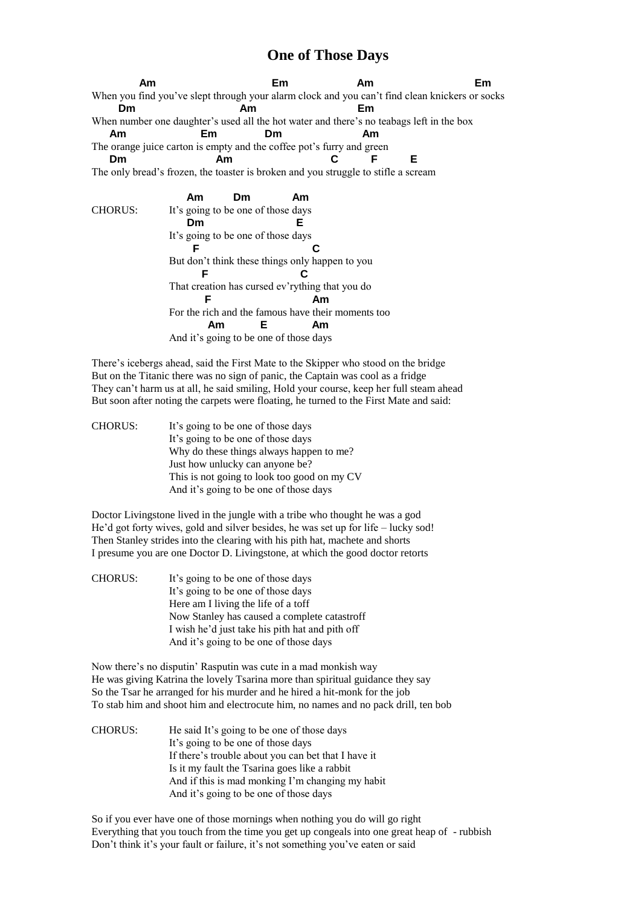# One of Those Days

```
      Am                        Em              Am                   Em
When you find you've slept through your alarm clock and you can't find clean knickers or socks
    Dm                        Am                     Em
When number one daughter's used all the hot water and there's no teabags left in the box
   Am              Em           Dm               Am
The orange juice carton is empty and the coffee pot's furry and green
   Dm                  Am                       C       F       E
The only bread's frozen, the toaster is broken and you struggle to stifle a scream
```

```
CHORUS:       Am      Dm        Am
          It's going to be one of those days
              Dm                E
          It's going to be one of those days
             F                        C
          But don't think these things only happen to you
               F                     C
          That creation has cursed ev'rything that you do
               F                           Am
          For the rich and the famous have their moments too
                 Am        E         Am
          And it's going to be one of those days
```

There's icebergs ahead, said the First Mate to the Skipper who stood on the bridge
But on the Titanic there was no sign of panic, the Captain was cool as a fridge
They can't harm us at all, he said smiling, Hold your course, keep her full steam ahead
But soon after noting the carpets were floating, he turned to the First Mate and said:

CHORUS: It's going to be one of those days
It's going to be one of those days
Why do these things always happen to me?
Just how unlucky can anyone be?
This is not going to look too good on my CV
And it's going to be one of those days

Doctor Livingstone lived in the jungle with a tribe who thought he was a god
He'd got forty wives, gold and silver besides, he was set up for life – lucky sod!
Then Stanley strides into the clearing with his pith hat, machete and shorts
I presume you are one Doctor D. Livingstone, at which the good doctor retorts

CHORUS: It's going to be one of those days
It's going to be one of those days
Here am I living the life of a toff
Now Stanley has caused a complete catastroff
I wish he'd just take his pith hat and pith off
And it's going to be one of those days

Now there's no disputin' Rasputin was cute in a mad monkish way
He was giving Katrina the lovely Tsarina more than spiritual guidance they say
So the Tsar he arranged for his murder and he hired a hit-monk for the job
To stab him and shoot him and electrocute him, no names and no pack drill, ten bob

CHORUS: He said It's going to be one of those days
It's going to be one of those days
If there's trouble about you can bet that I have it
Is it my fault the Tsarina goes like a rabbit
And if this is mad monking I'm changing my habit
And it's going to be one of those days

So if you ever have one of those mornings when nothing you do will go right
Everything that you touch from the time you get up congeals into one great heap of - rubbish
Don't think it's your fault or failure, it's not something you've eaten or said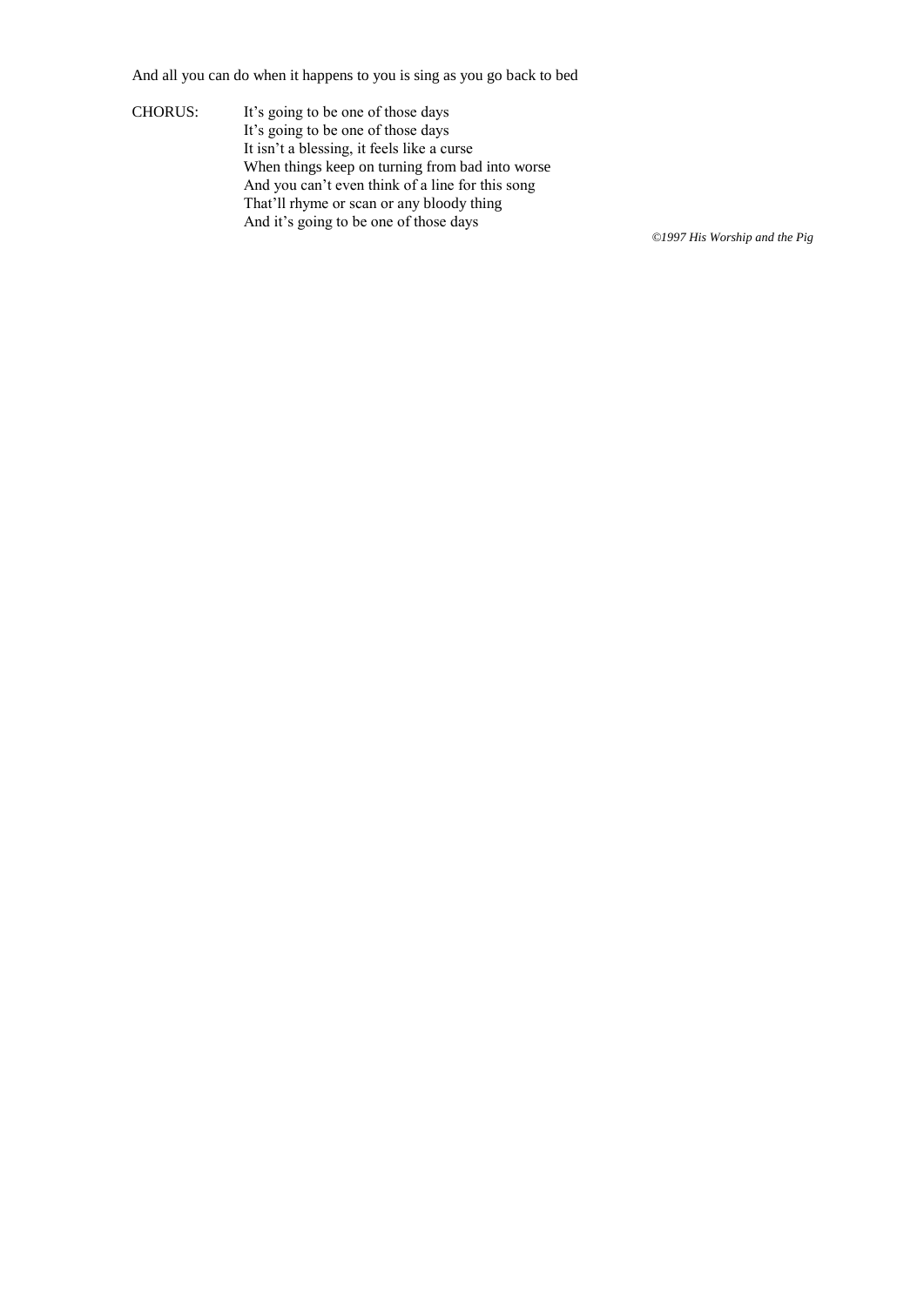And all you can do when it happens to you is sing as you go back to bed

CHORUS: It's going to be one of those days
It's going to be one of those days
It isn't a blessing, it feels like a curse
When things keep on turning from bad into worse
And you can't even think of a line for this song
That'll rhyme or scan or any bloody thing
And it's going to be one of those days

*©1997 His Worship and the Pig*